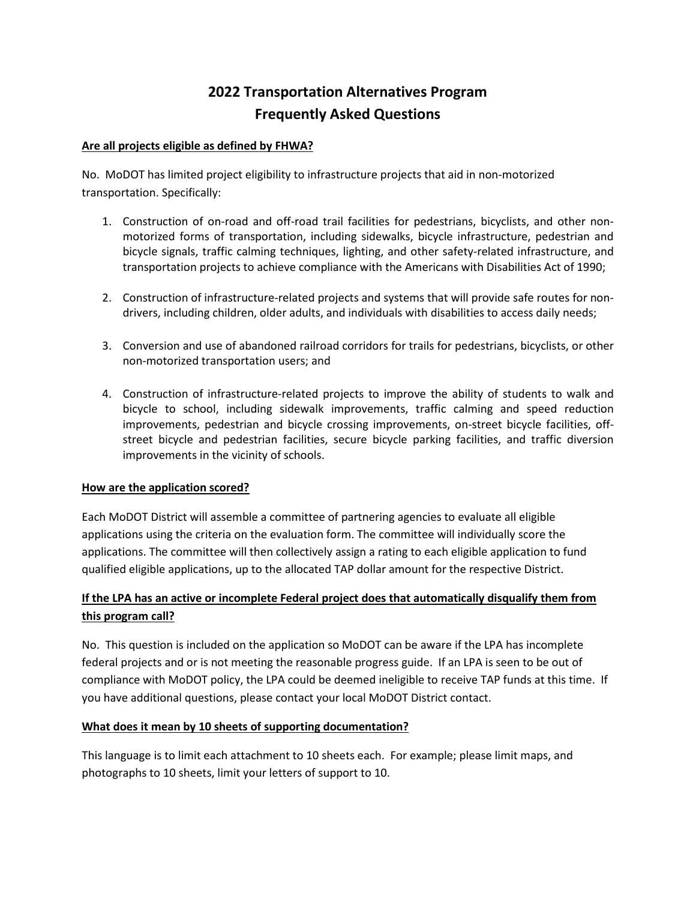# 2022 Transportation Alternatives Program Frequently Asked Questions

**Are all projects eligible as defined by FHWA?**

No. MoDOT has limited project eligibility to infrastructure projects that aid in non-motorized transportation. Specifically:

1. Construction of on-road and off-road trail facilities for pedestrians, bicyclists, and other non-motorized forms of transportation, including sidewalks, bicycle infrastructure, pedestrian and bicycle signals, traffic calming techniques, lighting, and other safety-related infrastructure, and transportation projects to achieve compliance with the Americans with Disabilities Act of 1990;

2. Construction of infrastructure-related projects and systems that will provide safe routes for non-drivers, including children, older adults, and individuals with disabilities to access daily needs;

3. Conversion and use of abandoned railroad corridors for trails for pedestrians, bicyclists, or other non-motorized transportation users; and

4. Construction of infrastructure-related projects to improve the ability of students to walk and bicycle to school, including sidewalk improvements, traffic calming and speed reduction improvements, pedestrian and bicycle crossing improvements, on-street bicycle facilities, off-street bicycle and pedestrian facilities, secure bicycle parking facilities, and traffic diversion improvements in the vicinity of schools.

**How are the application scored?**

Each MoDOT District will assemble a committee of partnering agencies to evaluate all eligible applications using the criteria on the evaluation form. The committee will individually score the applications. The committee will then collectively assign a rating to each eligible application to fund qualified eligible applications, up to the allocated TAP dollar amount for the respective District.

**If the LPA has an active or incomplete Federal project does that automatically disqualify them from this program call?**

No. This question is included on the application so MoDOT can be aware if the LPA has incomplete federal projects and or is not meeting the reasonable progress guide. If an LPA is seen to be out of compliance with MoDOT policy, the LPA could be deemed ineligible to receive TAP funds at this time. If you have additional questions, please contact your local MoDOT District contact.

**What does it mean by 10 sheets of supporting documentation?**

This language is to limit each attachment to 10 sheets each. For example; please limit maps, and photographs to 10 sheets, limit your letters of support to 10.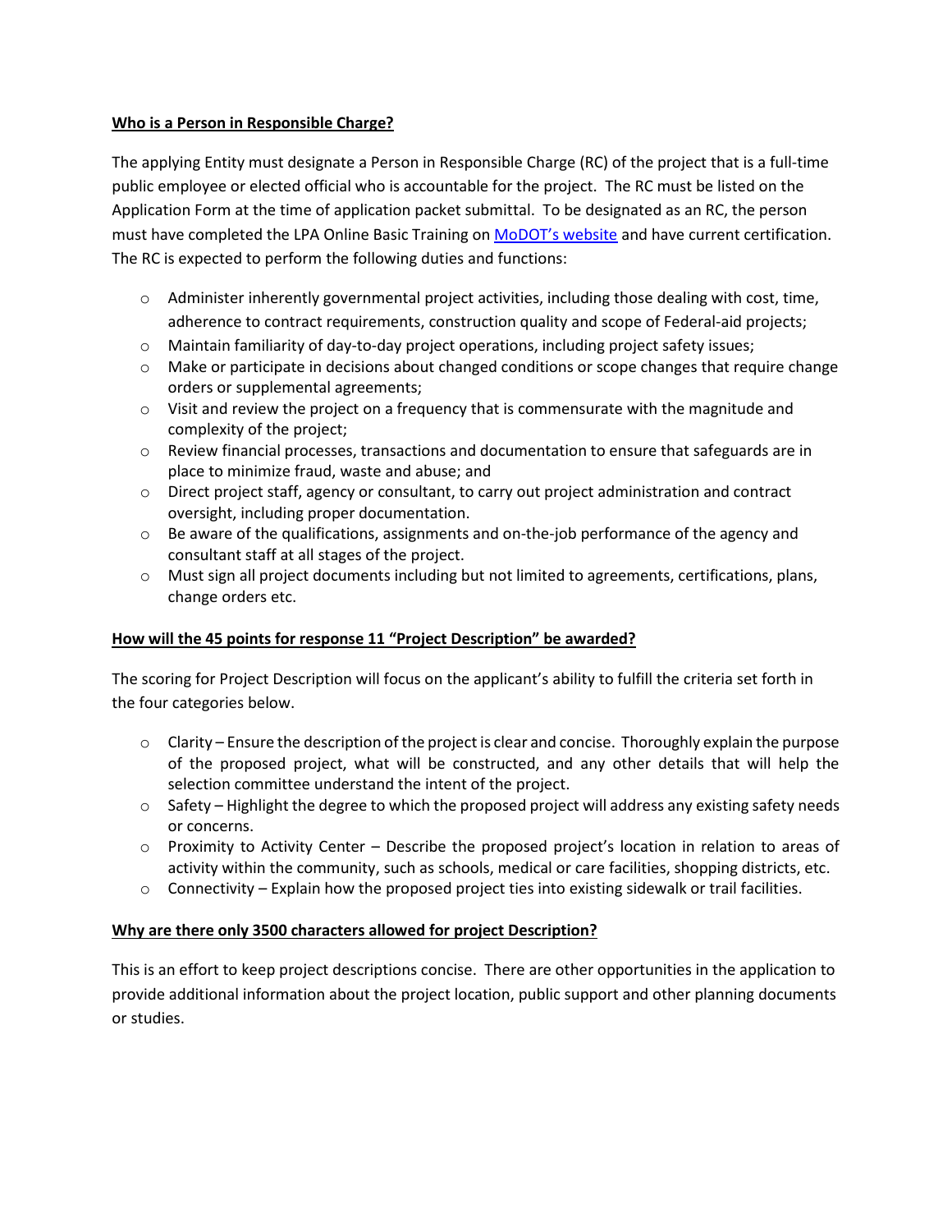**Who is a Person in Responsible Charge?**

The applying Entity must designate a Person in Responsible Charge (RC) of the project that is a full-time public employee or elected official who is accountable for the project. The RC must be listed on the Application Form at the time of application packet submittal. To be designated as an RC, the person must have completed the LPA Online Basic Training on [MoDOT's website]() and have current certification. The RC is expected to perform the following duties and functions:

- Administer inherently governmental project activities, including those dealing with cost, time, adherence to contract requirements, construction quality and scope of Federal-aid projects;
- Maintain familiarity of day-to-day project operations, including project safety issues;
- Make or participate in decisions about changed conditions or scope changes that require change orders or supplemental agreements;
- Visit and review the project on a frequency that is commensurate with the magnitude and complexity of the project;
- Review financial processes, transactions and documentation to ensure that safeguards are in place to minimize fraud, waste and abuse; and
- Direct project staff, agency or consultant, to carry out project administration and contract oversight, including proper documentation.
- Be aware of the qualifications, assignments and on-the-job performance of the agency and consultant staff at all stages of the project.
- Must sign all project documents including but not limited to agreements, certifications, plans, change orders etc.

**How will the 45 points for response 11 "Project Description" be awarded?**

The scoring for Project Description will focus on the applicant's ability to fulfill the criteria set forth in the four categories below.

- Clarity – Ensure the description of the project is clear and concise. Thoroughly explain the purpose of the proposed project, what will be constructed, and any other details that will help the selection committee understand the intent of the project.
- Safety – Highlight the degree to which the proposed project will address any existing safety needs or concerns.
- Proximity to Activity Center – Describe the proposed project's location in relation to areas of activity within the community, such as schools, medical or care facilities, shopping districts, etc.
- Connectivity – Explain how the proposed project ties into existing sidewalk or trail facilities.

**Why are there only 3500 characters allowed for project Description?**

This is an effort to keep project descriptions concise. There are other opportunities in the application to provide additional information about the project location, public support and other planning documents or studies.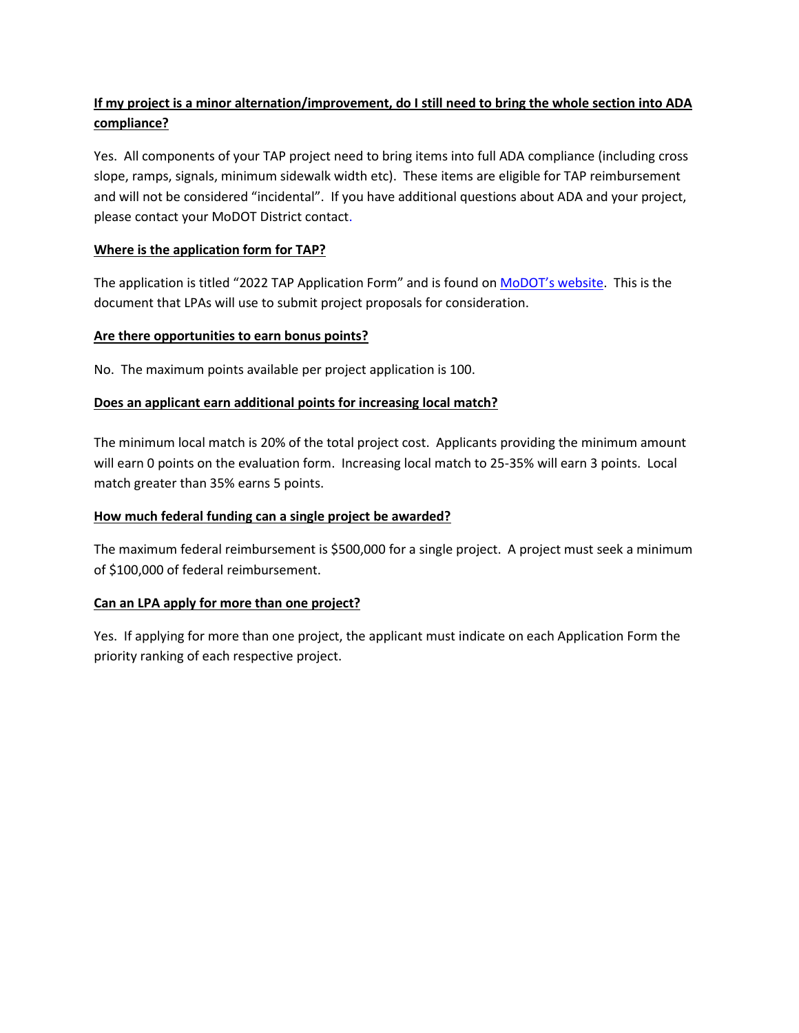**If my project is a minor alternation/improvement, do I still need to bring the whole section into ADA compliance?**

Yes. All components of your TAP project need to bring items into full ADA compliance (including cross slope, ramps, signals, minimum sidewalk width etc). These items are eligible for TAP reimbursement and will not be considered "incidental". If you have additional questions about ADA and your project, please contact your MoDOT District contact.

**Where is the application form for TAP?**

The application is titled "2022 TAP Application Form" and is found on MoDOT's website. This is the document that LPAs will use to submit project proposals for consideration.

**Are there opportunities to earn bonus points?**

No. The maximum points available per project application is 100.

**Does an applicant earn additional points for increasing local match?**

The minimum local match is 20% of the total project cost. Applicants providing the minimum amount will earn 0 points on the evaluation form. Increasing local match to 25-35% will earn 3 points. Local match greater than 35% earns 5 points.

**How much federal funding can a single project be awarded?**

The maximum federal reimbursement is $500,000 for a single project. A project must seek a minimum of $100,000 of federal reimbursement.

**Can an LPA apply for more than one project?**

Yes. If applying for more than one project, the applicant must indicate on each Application Form the priority ranking of each respective project.